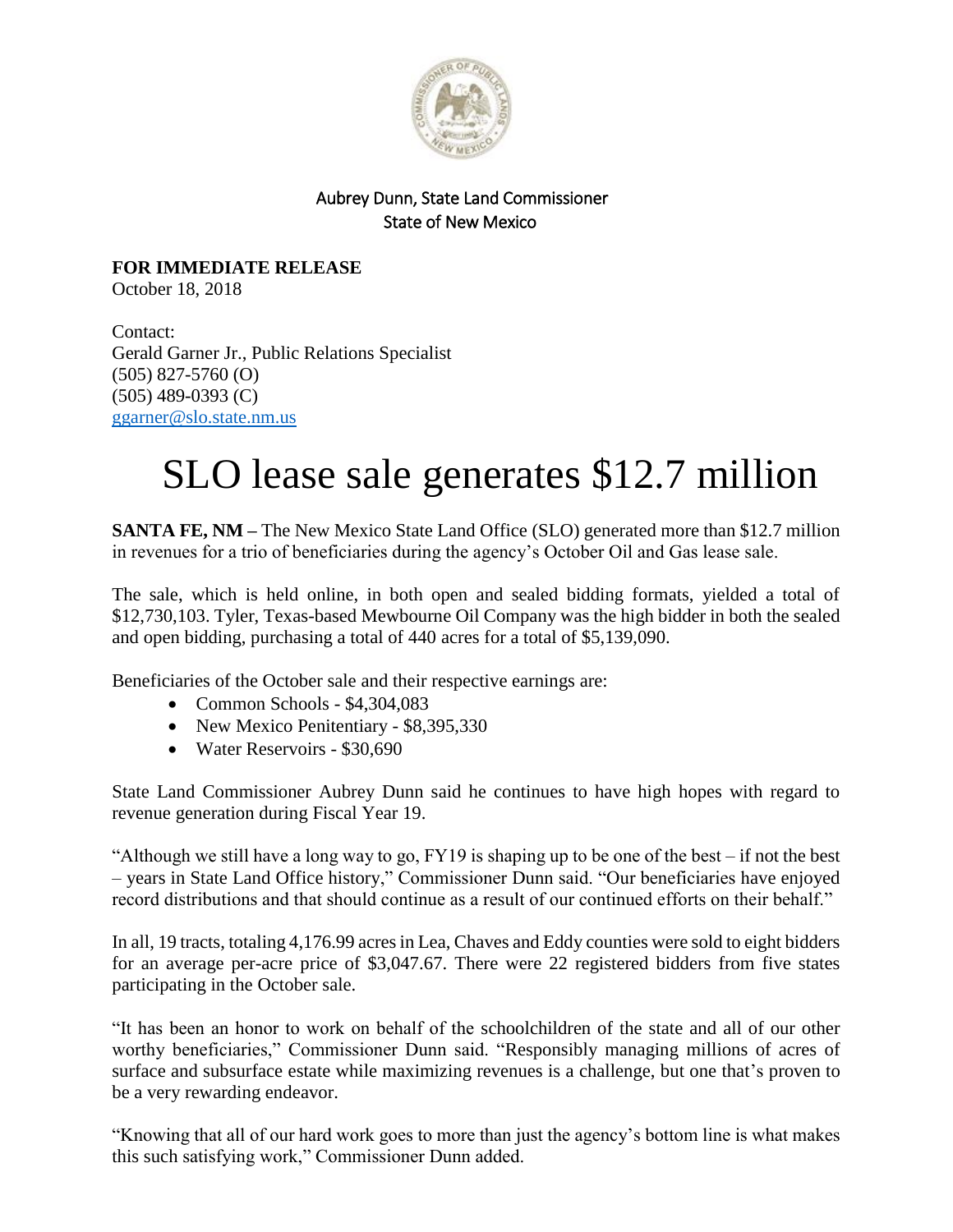Aubrey Dunn, State Land Commissioner
State of New Mexico

**FOR IMMEDIATE RELEASE**
October 18, 2018

Contact:
Gerald Garner Jr., Public Relations Specialist
(505) 827-5760 (O)
(505) 489-0393 (C)
ggarner@slo.state.nm.us

# SLO lease sale generates $12.7 million

**SANTA FE, NM –** The New Mexico State Land Office (SLO) generated more than $12.7 million in revenues for a trio of beneficiaries during the agency's October Oil and Gas lease sale.

The sale, which is held online, in both open and sealed bidding formats, yielded a total of $12,730,103. Tyler, Texas-based Mewbourne Oil Company was the high bidder in both the sealed and open bidding, purchasing a total of 440 acres for a total of $5,139,090.

Beneficiaries of the October sale and their respective earnings are:

- Common Schools - $4,304,083
- New Mexico Penitentiary - $8,395,330
- Water Reservoirs - $30,690

State Land Commissioner Aubrey Dunn said he continues to have high hopes with regard to revenue generation during Fiscal Year 19.

"Although we still have a long way to go, FY19 is shaping up to be one of the best – if not the best – years in State Land Office history," Commissioner Dunn said. "Our beneficiaries have enjoyed record distributions and that should continue as a result of our continued efforts on their behalf."

In all, 19 tracts, totaling 4,176.99 acres in Lea, Chaves and Eddy counties were sold to eight bidders for an average per-acre price of $3,047.67. There were 22 registered bidders from five states participating in the October sale.

"It has been an honor to work on behalf of the schoolchildren of the state and all of our other worthy beneficiaries," Commissioner Dunn said. "Responsibly managing millions of acres of surface and subsurface estate while maximizing revenues is a challenge, but one that's proven to be a very rewarding endeavor.

"Knowing that all of our hard work goes to more than just the agency's bottom line is what makes this such satisfying work," Commissioner Dunn added.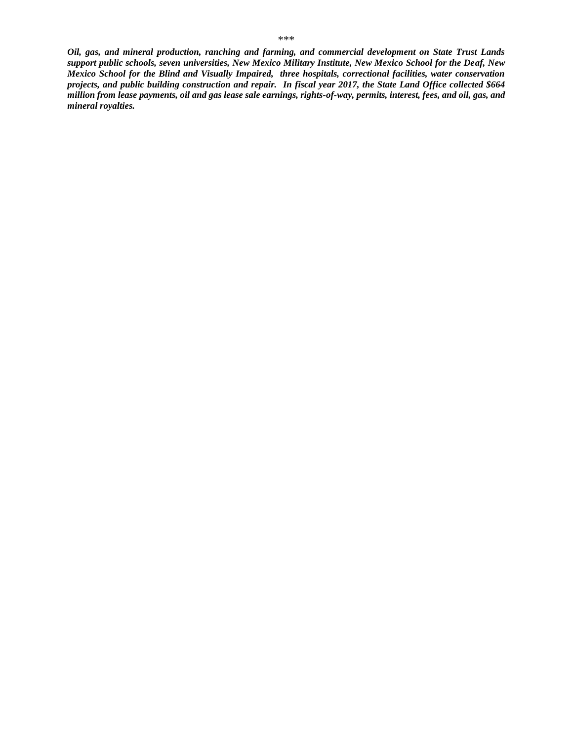***

***Oil, gas, and mineral production, ranching and farming, and commercial development on State Trust Lands support public schools, seven universities, New Mexico Military Institute, New Mexico School for the Deaf, New Mexico School for the Blind and Visually Impaired, three hospitals, correctional facilities, water conservation projects, and public building construction and repair. In fiscal year 2017, the State Land Office collected $664 million from lease payments, oil and gas lease sale earnings, rights-of-way, permits, interest, fees, and oil, gas, and mineral royalties.***